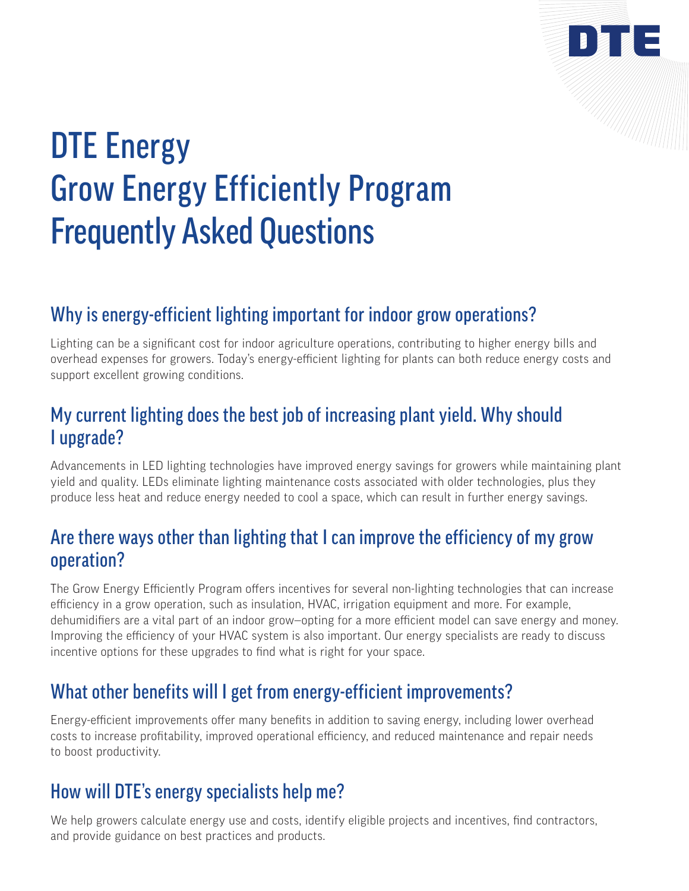# DTE Energy Grow Energy Efficiently Program Frequently Asked Questions

## Why is energy-efficient lighting important for indoor grow operations?

Lighting can be a significant cost for indoor agriculture operations, contributing to higher energy bills and overhead expenses for growers. Today's energy-efficient lighting for plants can both reduce energy costs and support excellent growing conditions.

## My current lighting does the best job of increasing plant yield. Why should I upgrade?

Advancements in LED lighting technologies have improved energy savings for growers while maintaining plant yield and quality. LEDs eliminate lighting maintenance costs associated with older technologies, plus they produce less heat and reduce energy needed to cool a space, which can result in further energy savings.

## Are there ways other than lighting that I can improve the efficiency of my grow operation?

The Grow Energy Efficiently Program offers incentives for several non-lighting technologies that can increase efficiency in a grow operation, such as insulation, HVAC, irrigation equipment and more. For example, dehumidifiers are a vital part of an indoor grow–opting for a more efficient model can save energy and money. Improving the efficiency of your HVAC system is also important. Our energy specialists are ready to discuss incentive options for these upgrades to find what is right for your space.

## What other benefits will I get from energy-efficient improvements?

Energy-efficient improvements offer many benefits in addition to saving energy, including lower overhead costs to increase profitability, improved operational efficiency, and reduced maintenance and repair needs to boost productivity.

## How will DTE's energy specialists help me?

We help growers calculate energy use and costs, identify eligible projects and incentives, find contractors, and provide guidance on best practices and products.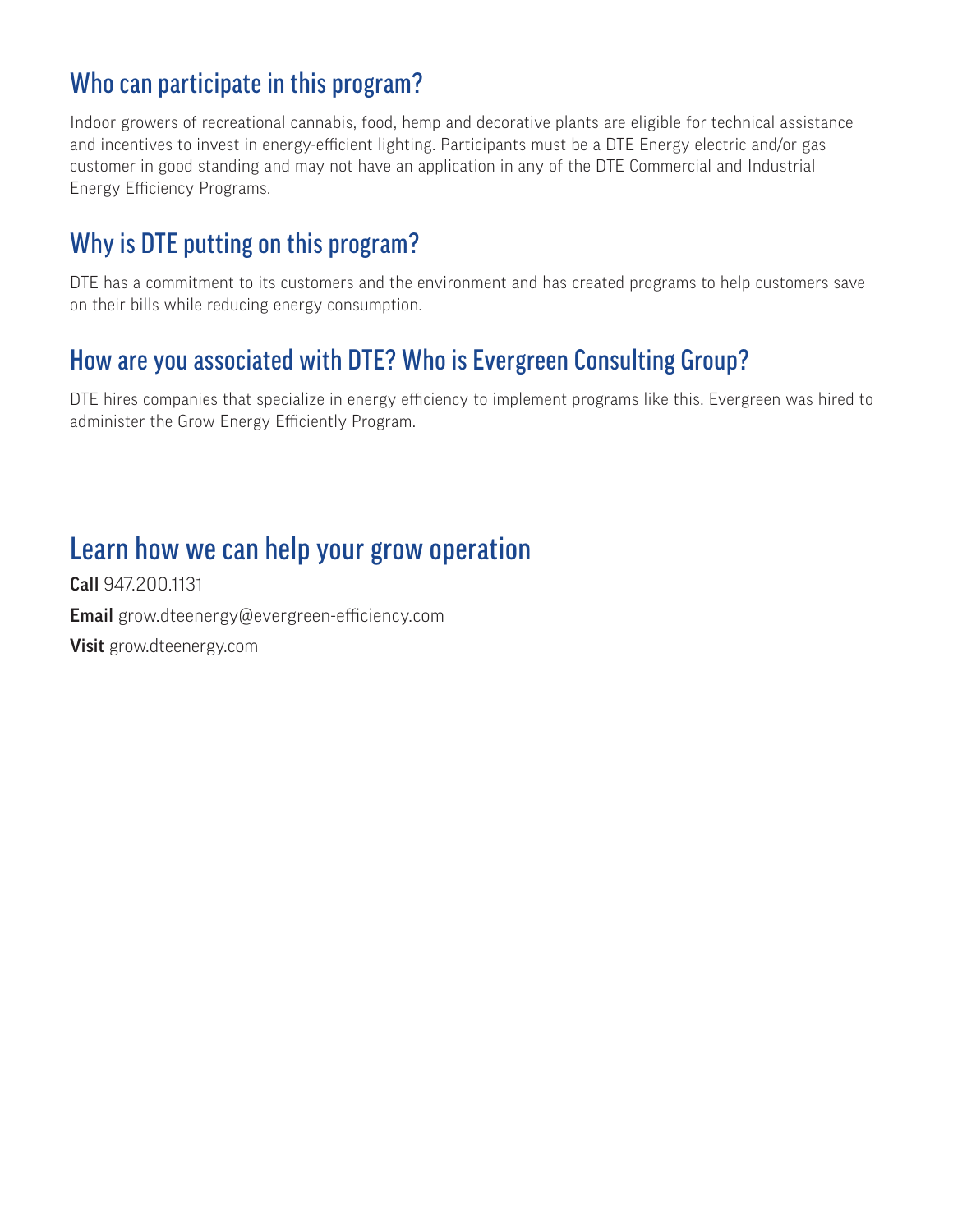## Who can participate in this program?

Indoor growers of recreational cannabis, food, hemp and decorative plants are eligible for technical assistance and incentives to invest in energy-efficient lighting. Participants must be a DTE Energy electric and/or gas customer in good standing and may not have an application in any of the DTE Commercial and Industrial Energy Efficiency Programs.

## Why is DTE putting on this program?

DTE has a commitment to its customers and the environment and has created programs to help customers save on their bills while reducing energy consumption.

## How are you associated with DTE? Who is Evergreen Consulting Group?

DTE hires companies that specialize in energy efficiency to implement programs like this. Evergreen was hired to administer the Grow Energy Efficiently Program.

# Learn how we can help your grow operation

**Call** 947.200.1131

**Email** grow.dteenergy@evergreen-efficiency.com

**Visit** grow.dteenergy.com